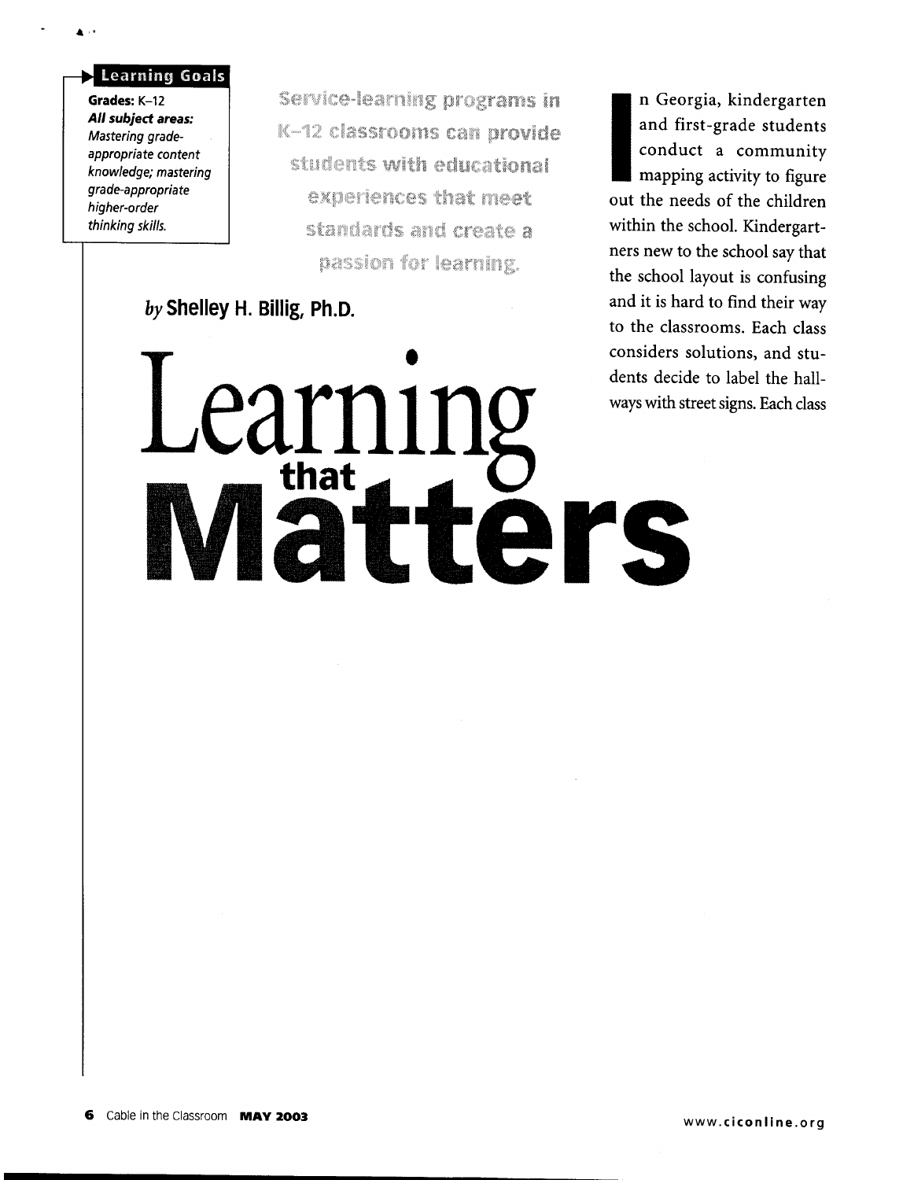**Learning Goals**

**Grades:** K–12

***All subject areas:*** *Mastering grade-appropriate content knowledge; mastering grade-appropriate higher-order thinking skills.*

Service-learning programs in K–12 classrooms can provide students with educational experiences that meet standards and create a passion for learning.

*by* **Shelley H. Billig, Ph.D.**

# Learning that Matters

In Georgia, kindergarten and first-grade students conduct a community mapping activity to figure out the needs of the children within the school. Kindergartners new to the school say that the school layout is confusing and it is hard to find their way to the classrooms. Each class considers solutions, and students decide to label the hallways with street signs. Each class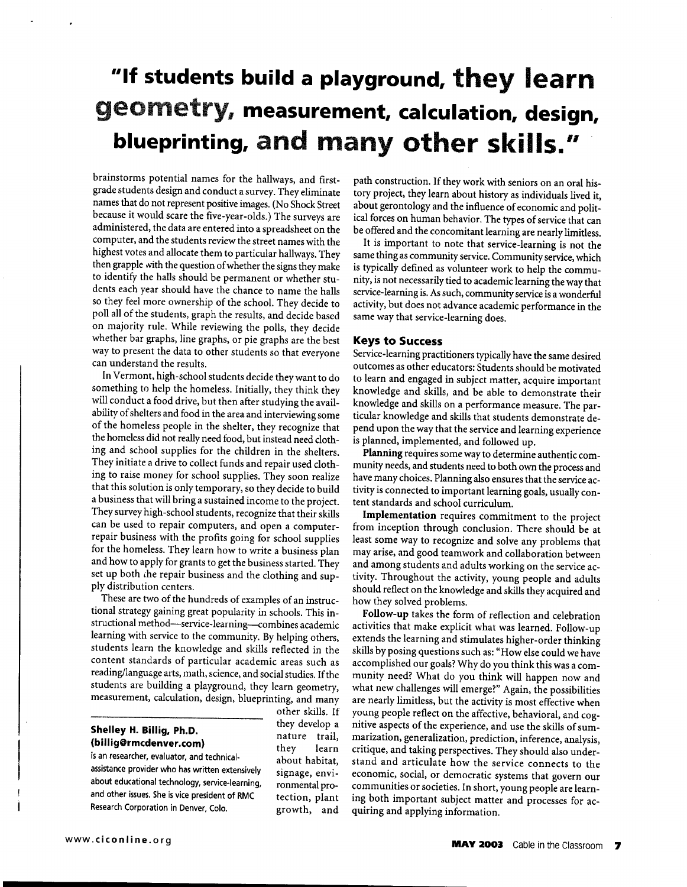# "If students build a playground, they learn geometry, measurement, calculation, design, blueprinting, and many other skills."

brainstorms potential names for the hallways, and first-grade students design and conduct a survey. They eliminate names that do not represent positive images. (No Shock Street because it would scare the five-year-olds.) The surveys are administered, the data are entered into a spreadsheet on the computer, and the students review the street names with the highest votes and allocate them to particular hallways. They then grapple with the question of whether the signs they make to identify the halls should be permanent or whether students each year should have the chance to name the halls so they feel more ownership of the school. They decide to poll all of the students, graph the results, and decide based on majority rule. While reviewing the polls, they decide whether bar graphs, line graphs, or pie graphs are the best way to present the data to other students so that everyone can understand the results.

In Vermont, high-school students decide they want to do something to help the homeless. Initially, they think they will conduct a food drive, but then after studying the availability of shelters and food in the area and interviewing some of the homeless people in the shelter, they recognize that the homeless did not really need food, but instead need clothing and school supplies for the children in the shelters. They initiate a drive to collect funds and repair used clothing to raise money for school supplies. They soon realize that this solution is only temporary, so they decide to build a business that will bring a sustained income to the project. They survey high-school students, recognize that their skills can be used to repair computers, and open a computer-repair business with the profits going for school supplies for the homeless. They learn how to write a business plan and how to apply for grants to get the business started. They set up both the repair business and the clothing and supply distribution centers.

These are two of the hundreds of examples of an instructional strategy gaining great popularity in schools. This instructional method—service-learning—combines academic learning with service to the community. By helping others, students learn the knowledge and skills reflected in the content standards of particular academic areas such as reading/language arts, math, science, and social studies. If the students are building a playground, they learn geometry, measurement, calculation, design, blueprinting, and many other skills. If they develop a nature trail, they learn about habitat, signage, environmental protection, plant growth, and path construction. If they work with seniors on an oral history project, they learn about history as individuals lived it, about gerontology and the influence of economic and political forces on human behavior. The types of service that can be offered and the concomitant learning are nearly limitless.

---

**Shelley H. Billig, Ph.D. (billig@rmcdenver.com)**
is an researcher, evaluator, and technical-assistance provider who has written extensively about educational technology, service-learning, and other issues. She is vice president of RMC Research Corporation in Denver, Colo.

---

It is important to note that service-learning is not the same thing as community service. Community service, which is typically defined as volunteer work to help the community, is not necessarily tied to academic learning the way that service-learning is. As such, community service is a wonderful activity, but does not advance academic performance in the same way that service-learning does.

### Keys to Success

Service-learning practitioners typically have the same desired outcomes as other educators: Students should be motivated to learn and engaged in subject matter, acquire important knowledge and skills, and be able to demonstrate their knowledge and skills on a performance measure. The particular knowledge and skills that students demonstrate depend upon the way that the service and learning experience is planned, implemented, and followed up.

**Planning** requires some way to determine authentic community needs, and students need to both own the process and have many choices. Planning also ensures that the service activity is connected to important learning goals, usually content standards and school curriculum.

**Implementation** requires commitment to the project from inception through conclusion. There should be at least some way to recognize and solve any problems that may arise, and good teamwork and collaboration between and among students and adults working on the service activity. Throughout the activity, young people and adults should reflect on the knowledge and skills they acquired and how they solved problems.

**Follow-up** takes the form of reflection and celebration activities that make explicit what was learned. Follow-up extends the learning and stimulates higher-order thinking skills by posing questions such as: "How else could we have accomplished our goals? Why do you think this was a community need? What do you think will happen now and what new challenges will emerge?" Again, the possibilities are nearly limitless, but the activity is most effective when young people reflect on the affective, behavioral, and cognitive aspects of the experience, and use the skills of summarization, generalization, prediction, inference, analysis, critique, and taking perspectives. They should also understand and articulate how the service connects to the economic, social, or democratic systems that govern our communities or societies. In short, young people are learning both important subject matter and processes for acquiring and applying information.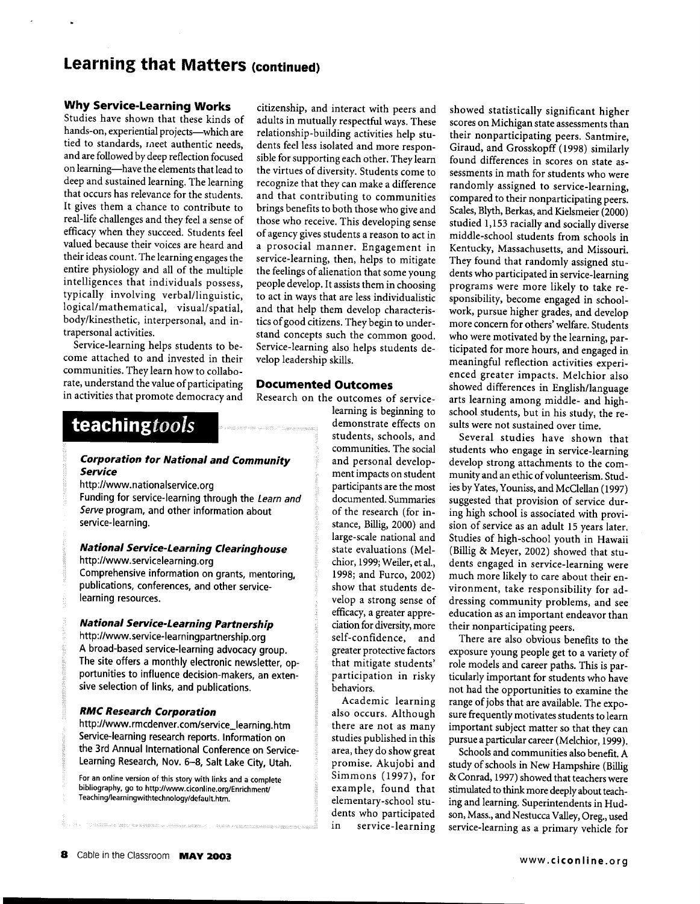# Learning that Matters (continued)

### Why Service-Learning Works

Studies have shown that these kinds of hands-on, experiential projects—which are tied to standards, meet authentic needs, and are followed by deep reflection focused on learning—have the elements that lead to deep and sustained learning. The learning that occurs has relevance for the students. It gives them a chance to contribute to real-life challenges and they feel a sense of efficacy when they succeed. Students feel valued because their voices are heard and their ideas count. The learning engages the entire physiology and all of the multiple intelligences that individuals possess, typically involving verbal/linguistic, logical/mathematical, visual/spatial, body/kinesthetic, interpersonal, and intrapersonal activities.

Service-learning helps students to become attached to and invested in their communities. They learn how to collaborate, understand the value of participating in activities that promote democracy and citizenship, and interact with peers and adults in mutually respectful ways. These relationship-building activities help students feel less isolated and more responsible for supporting each other. They learn the virtues of diversity. Students come to recognize that they can make a difference and that contributing to communities brings benefits to both those who give and those who receive. This developing sense of agency gives students a reason to act in a prosocial manner. Engagement in service-learning, then, helps to mitigate the feelings of alienation that some young people develop. It assists them in choosing to act in ways that are less individualistic and that help them develop characteristics of good citizens. They begin to understand concepts such the common good. Service-learning also helps students develop leadership skills.

### Documented Outcomes

Research on the outcomes of service-learning is beginning to demonstrate effects on students, schools, and communities. The social and personal development impacts on student participants are the most documented. Summaries of the research (for instance, Billig, 2000) and large-scale national and state evaluations (Melchior, 1999; Weiler, et al., 1998; and Furco, 2002) show that students develop a strong sense of efficacy, a greater appreciation for diversity, more self-confidence, and greater protective factors that mitigate students' participation in risky behaviors.

Academic learning also occurs. Although there are not as many studies published in this area, they do show great promise. Akujobi and Simmons (1997), for example, found that elementary-school students who participated in service-learning showed statistically significant higher scores on Michigan state assessments than their nonparticipating peers. Santmire, Giraud, and Grosskopff (1998) similarly found differences in scores on state assessments in math for students who were randomly assigned to service-learning, compared to their nonparticipating peers. Scales, Blyth, Berkas, and Kielsmeier (2000) studied 1,153 racially and socially diverse middle-school students from schools in Kentucky, Massachusetts, and Missouri. They found that randomly assigned students who participated in service-learning programs were more likely to take responsibility, become engaged in schoolwork, pursue higher grades, and develop more concern for others' welfare. Students who were motivated by the learning, participated for more hours, and engaged in meaningful reflection activities experienced greater impacts. Melchior also showed differences in English/language arts learning among middle- and high-school students, but in his study, the results were not sustained over time.

Several studies have shown that students who engage in service-learning develop strong attachments to the community and an ethic of volunteerism. Studies by Yates, Youniss, and McClellan (1997) suggested that provision of service during high school is associated with provision of service as an adult 15 years later. Studies of high-school youth in Hawaii (Billig & Meyer, 2002) showed that students engaged in service-learning were much more likely to care about their environment, take responsibility for addressing community problems, and see education as an important endeavor than their nonparticipating peers.

There are also obvious benefits to the exposure young people get to a variety of role models and career paths. This is particularly important for students who have not had the opportunities to examine the range of jobs that are available. The exposure frequently motivates students to learn important subject matter so that they can pursue a particular career (Melchior, 1999).

Schools and communities also benefit. A study of schools in New Hampshire (Billig & Conrad, 1997) showed that teachers were stimulated to think more deeply about teaching and learning. Superintendents in Hudson, Mass., and Nestucca Valley, Oreg., used service-learning as a primary vehicle for

## teaching*tools*

#### *Corporation for National and Community Service*

http://www.nationalservice.org
Funding for service-learning through the *Learn and Serve* program, and other information about service-learning.

#### *National Service-Learning Clearinghouse*

http://www.servicelearning.org
Comprehensive information on grants, mentoring, publications, conferences, and other service-learning resources.

#### *National Service-Learning Partnership*

http://www.service-learningpartnership.org
A broad-based service-learning advocacy group. The site offers a monthly electronic newsletter, opportunities to influence decision-makers, an extensive selection of links, and publications.

#### *RMC Research Corporation*

http://www.rmcdenver.com/service_learning.htm
Service-learning research reports. Information on the 3rd Annual International Conference on Service-Learning Research, Nov. 6–8, Salt Lake City, Utah.

For an online version of this story with links and a complete bibliography, go to http://www.ciconline.org/Enrichment/Teaching/learningwithtechnology/default.htm.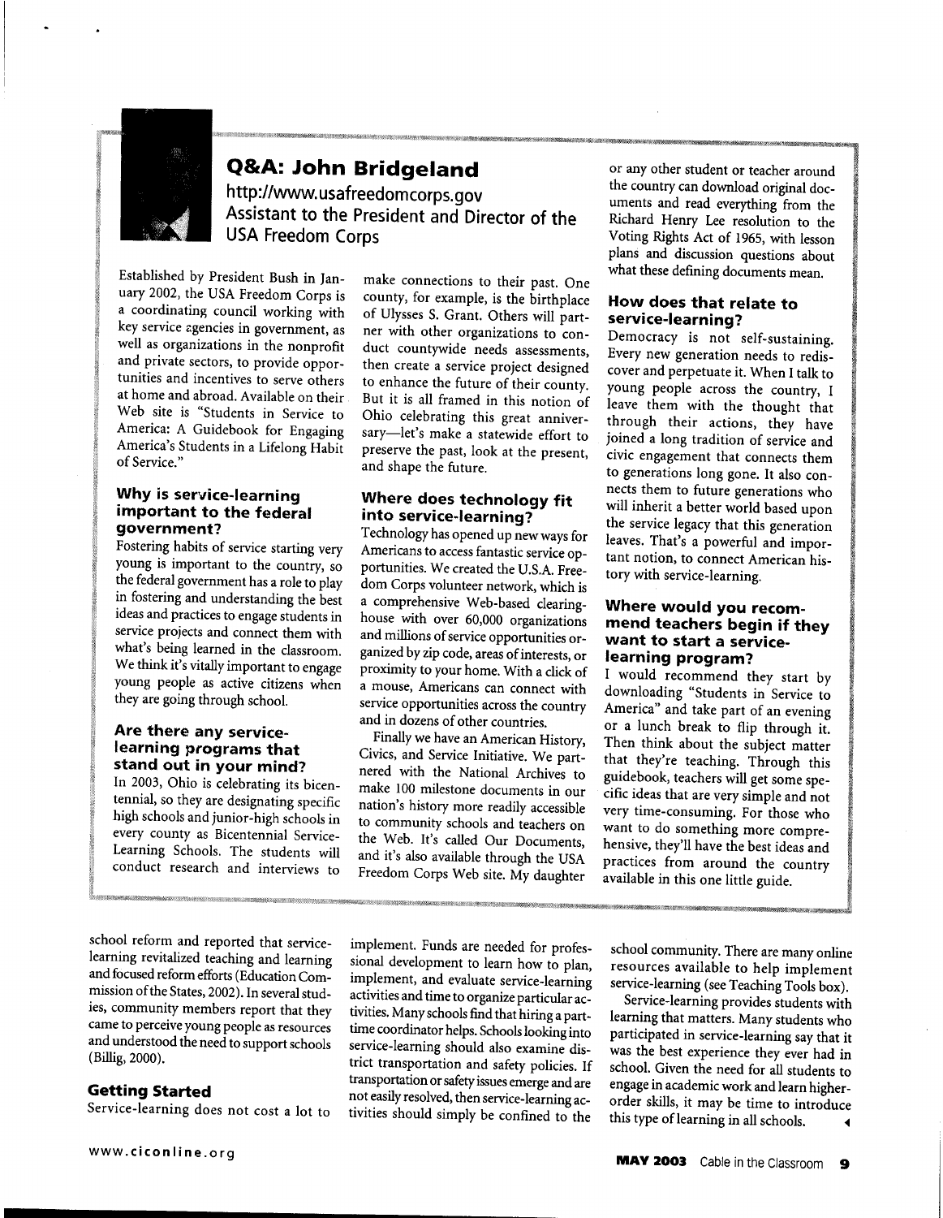## Q&A: John Bridgeland

http://www.usafreedomcorps.gov

Assistant to the President and Director of the USA Freedom Corps

Established by President Bush in January 2002, the USA Freedom Corps is a coordinating council working with key service agencies in government, as well as organizations in the nonprofit and private sectors, to provide opportunities and incentives to serve others at home and abroad. Available on their Web site is "Students in Service to America: A Guidebook for Engaging America's Students in a Lifelong Habit of Service."

### Why is service-learning important to the federal government?

Fostering habits of service starting very young is important to the country, so the federal government has a role to play in fostering and understanding the best ideas and practices to engage students in service projects and connect them with what's being learned in the classroom. We think it's vitally important to engage young people as active citizens when they are going through school.

### Are there any service-learning programs that stand out in your mind?

In 2003, Ohio is celebrating its bicentennial, so they are designating specific high schools and junior-high schools in every county as Bicentennial Service-Learning Schools. The students will conduct research and interviews to make connections to their past. One county, for example, is the birthplace of Ulysses S. Grant. Others will partner with other organizations to conduct countywide needs assessments, then create a service project designed to enhance the future of their county. But it is all framed in this notion of Ohio celebrating this great anniversary—let's make a statewide effort to preserve the past, look at the present, and shape the future.

### Where does technology fit into service-learning?

Technology has opened up new ways for Americans to access fantastic service opportunities. We created the U.S.A. Freedom Corps volunteer network, which is a comprehensive Web-based clearinghouse with over 60,000 organizations and millions of service opportunities organized by zip code, areas of interests, or proximity to your home. With a click of a mouse, Americans can connect with service opportunities across the country and in dozens of other countries.

Finally we have an American History, Civics, and Service Initiative. We partnered with the National Archives to make 100 milestone documents in our nation's history more readily accessible to community schools and teachers on the Web. It's called Our Documents, and it's also available through the USA Freedom Corps Web site. My daughter or any other student or teacher around the country can download original documents and read everything from the Richard Henry Lee resolution to the Voting Rights Act of 1965, with lesson plans and discussion questions about what these defining documents mean.

### How does that relate to service-learning?

Democracy is not self-sustaining. Every new generation needs to rediscover and perpetuate it. When I talk to young people across the country, I leave them with the thought that through their actions, they have joined a long tradition of service and civic engagement that connects them to generations long gone. It also connects them to future generations who will inherit a better world based upon the service legacy that this generation leaves. That's a powerful and important notion, to connect American history with service-learning.

### Where would you recommend teachers begin if they want to start a service-learning program?

I would recommend they start by downloading "Students in Service to America" and take part of an evening or a lunch break to flip through it. Then think about the subject matter that they're teaching. Through this guidebook, teachers will get some specific ideas that are very simple and not very time-consuming. For those who want to do something more comprehensive, they'll have the best ideas and practices from around the country available in this one little guide.

---

school reform and reported that service-learning revitalized teaching and learning and focused reform efforts (Education Commission of the States, 2002). In several studies, community members report that they came to perceive young people as resources and understood the need to support schools (Billig, 2000).

## Getting Started

Service-learning does not cost a lot to implement. Funds are needed for professional development to learn how to plan, implement, and evaluate service-learning activities and time to organize particular activities. Many schools find that hiring a part-time coordinator helps. Schools looking into service-learning should also examine district transportation and safety policies. If transportation or safety issues emerge and are not easily resolved, then service-learning activities should simply be confined to the school community. There are many online resources available to help implement service-learning (see Teaching Tools box).

Service-learning provides students with learning that matters. Many students who participated in service-learning say that it was the best experience they ever had in school. Given the need for all students to engage in academic work and learn higher-order skills, it may be time to introduce this type of learning in all schools.